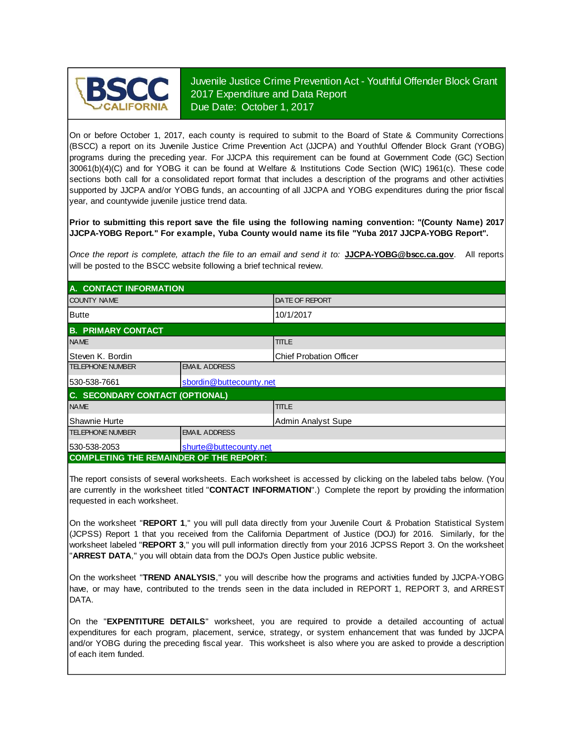BSCC CALIFORNIA

# Juvenile Justice Crime Prevention Act - Youthful Offender Block Grant
## 2017 Expenditure and Data Report
Due Date: October 1, 2017

On or before October 1, 2017, each county is required to submit to the Board of State & Community Corrections (BSCC) a report on its Juvenile Justice Crime Prevention Act (JJCPA) and Youthful Offender Block Grant (YOBG) programs during the preceding year. For JJCPA this requirement can be found at Government Code (GC) Section 30061(b)(4)(C) and for YOBG it can be found at Welfare & Institutions Code Section (WIC) 1961(c). These code sections both call for a consolidated report format that includes a description of the programs and other activities supported by JJCPA and/or YOBG funds, an accounting of all JJCPA and YOBG expenditures during the prior fiscal year, and countywide juvenile justice trend data.

**Prior to submitting this report save the file using the following naming convention: "(County Name) 2017 JJCPA-YOBG Report." For example, Yuba County would name its file "Yuba 2017 JJCPA-YOBG Report".**

*Once the report is complete, attach the file to an email and send it to:* **JJCPA-YOBG@bscc.ca.gov**. All reports will be posted to the BSCC website following a brief technical review.

| A. CONTACT INFORMATION | | |
|---|---|---|
| COUNTY NAME | | DATE OF REPORT |
| Butte | | 10/1/2017 |
| **B. PRIMARY CONTACT** | | |
| NAME | | TITLE |
| Steven K. Bordin | | Chief Probation Officer |
| TELEPHONE NUMBER | EMAIL ADDRESS | |
| 530-538-7661 | sbordin@buttecounty.net | |
| **C. SECONDARY CONTACT (OPTIONAL)** | | |
| NAME | | TITLE |
| Shawnie Hurte | | Admin Analyst Supe |
| TELEPHONE NUMBER | EMAIL ADDRESS | |
| 530-538-2053 | shurte@buttecounty.net | |

**COMPLETING THE REMAINDER OF THE REPORT:**

The report consists of several worksheets. Each worksheet is accessed by clicking on the labeled tabs below. (You are currently in the worksheet titled "**CONTACT INFORMATION**".) Complete the report by providing the information requested in each worksheet.

On the worksheet "**REPORT 1**," you will pull data directly from your Juvenile Court & Probation Statistical System (JCPSS) Report 1 that you received from the California Department of Justice (DOJ) for 2016. Similarly, for the worksheet labeled "**REPORT 3**," you will pull information directly from your 2016 JCPSS Report 3. On the worksheet "**ARREST DATA**," you will obtain data from the DOJ's Open Justice public website.

On the worksheet "**TREND ANALYSIS**," you will describe how the programs and activities funded by JJCPA-YOBG have, or may have, contributed to the trends seen in the data included in REPORT 1, REPORT 3, and ARREST DATA.

On the "**EXPENTITURE DETAILS**" worksheet, you are required to provide a detailed accounting of actual expenditures for each program, placement, service, strategy, or system enhancement that was funded by JJCPA and/or YOBG during the preceding fiscal year. This worksheet is also where you are asked to provide a description of each item funded.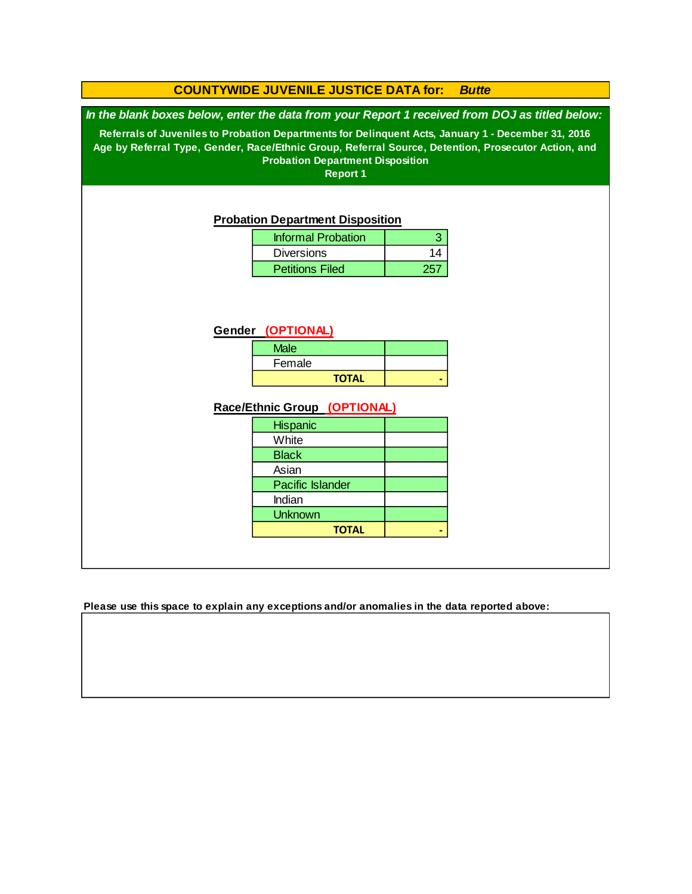# COUNTYWIDE JUVENILE JUSTICE DATA for: *Butte*

***In the blank boxes below, enter the data from your Report 1 received from DOJ as titled below:***

**Referrals of Juveniles to Probation Departments for Delinquent Acts, January 1 - December 31, 2016**
**Age by Referral Type, Gender, Race/Ethnic Group, Referral Source, Detention, Prosecutor Action, and Probation Department Disposition**
**Report 1**

## Probation Department Disposition

| | |
|---|---|
| Informal Probation | 3 |
| Diversions | 14 |
| Petitions Filed | 257 |

## Gender (OPTIONAL)

| | |
|---|---|
| Male | |
| Female | |
| **TOTAL** | - |

## Race/Ethnic Group (OPTIONAL)

| | |
|---|---|
| Hispanic | |
| White | |
| Black | |
| Asian | |
| Pacific Islander | |
| Indian | |
| Unknown | |
| **TOTAL** | - |

**Please use this space to explain any exceptions and/or anomalies in the data reported above:**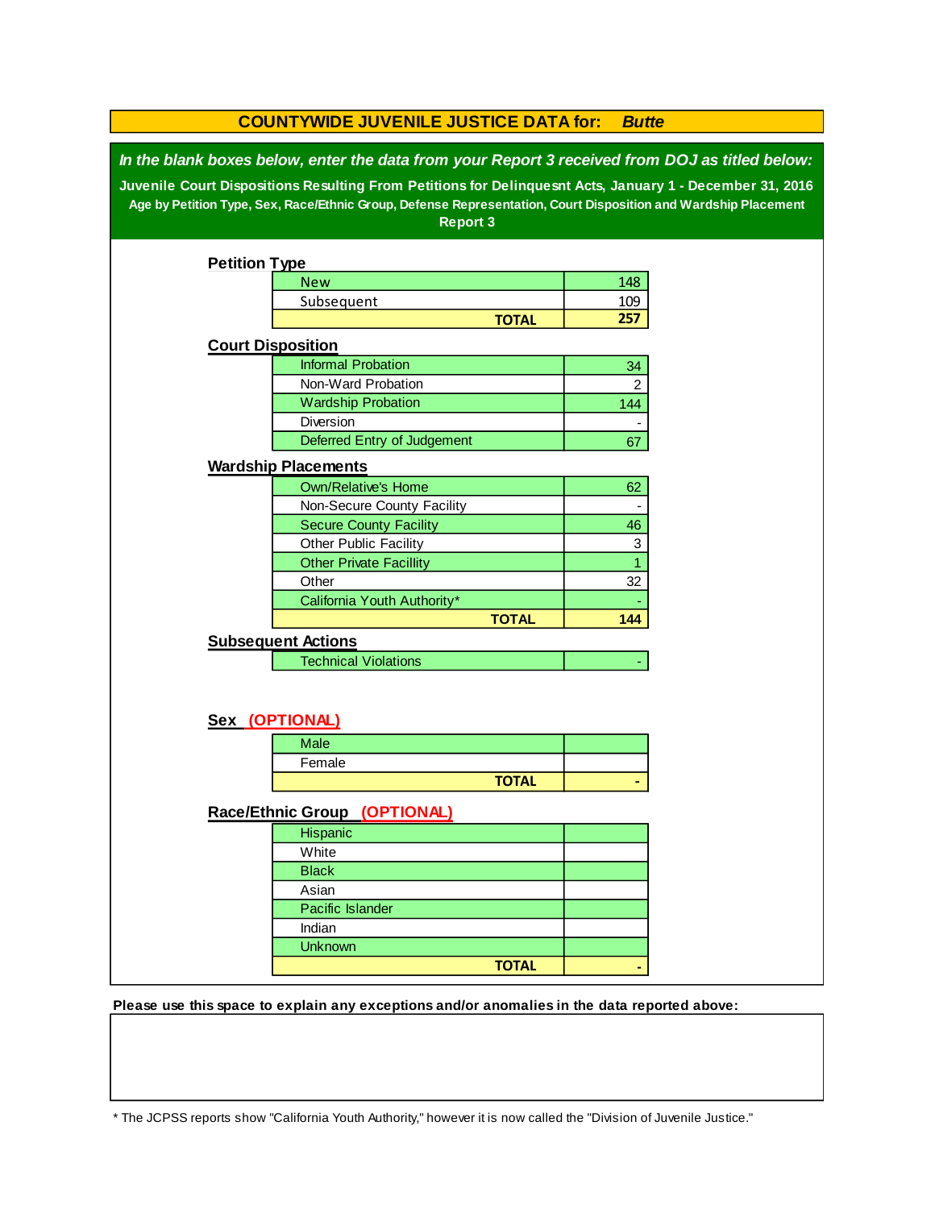# COUNTYWIDE JUVENILE JUSTICE DATA for: *Butte*

***In the blank boxes below, enter the data from your Report 3 received from DOJ as titled below:***

**Juvenile Court Dispositions Resulting From Petitions for Delinquesnt Acts, January 1 - December 31, 2016**

**Age by Petition Type, Sex, Race/Ethnic Group, Defense Representation, Court Disposition and Wardship Placement**

**Report 3**

## Petition Type

| | |
|---|---|
| New | 148 |
| Subsequent | 109 |
| **TOTAL** | **257** |

## Court Disposition

| | |
|---|---|
| Informal Probation | 34 |
| Non-Ward Probation | 2 |
| Wardship Probation | 144 |
| Diversion | - |
| Deferred Entry of Judgement | 67 |

## Wardship Placements

| | |
|---|---|
| Own/Relative's Home | 62 |
| Non-Secure County Facility | - |
| Secure County Facility | 46 |
| Other Public Facility | 3 |
| Other Private Facillity | 1 |
| Other | 32 |
| California Youth Authority* | - |
| **TOTAL** | **144** |

## Subsequent Actions

| | |
|---|---|
| Technical Violations | - |

## Sex (OPTIONAL)

| | |
|---|---|
| Male | |
| Female | |
| **TOTAL** | **-** |

## Race/Ethnic Group (OPTIONAL)

| | |
|---|---|
| Hispanic | |
| White | |
| Black | |
| Asian | |
| Pacific Islander | |
| Indian | |
| Unknown | |
| **TOTAL** | **-** |

**Please use this space to explain any exceptions and/or anomalies in the data reported above:**

* The JCPSS reports show "California Youth Authority," however it is now called the "Division of Juvenile Justice."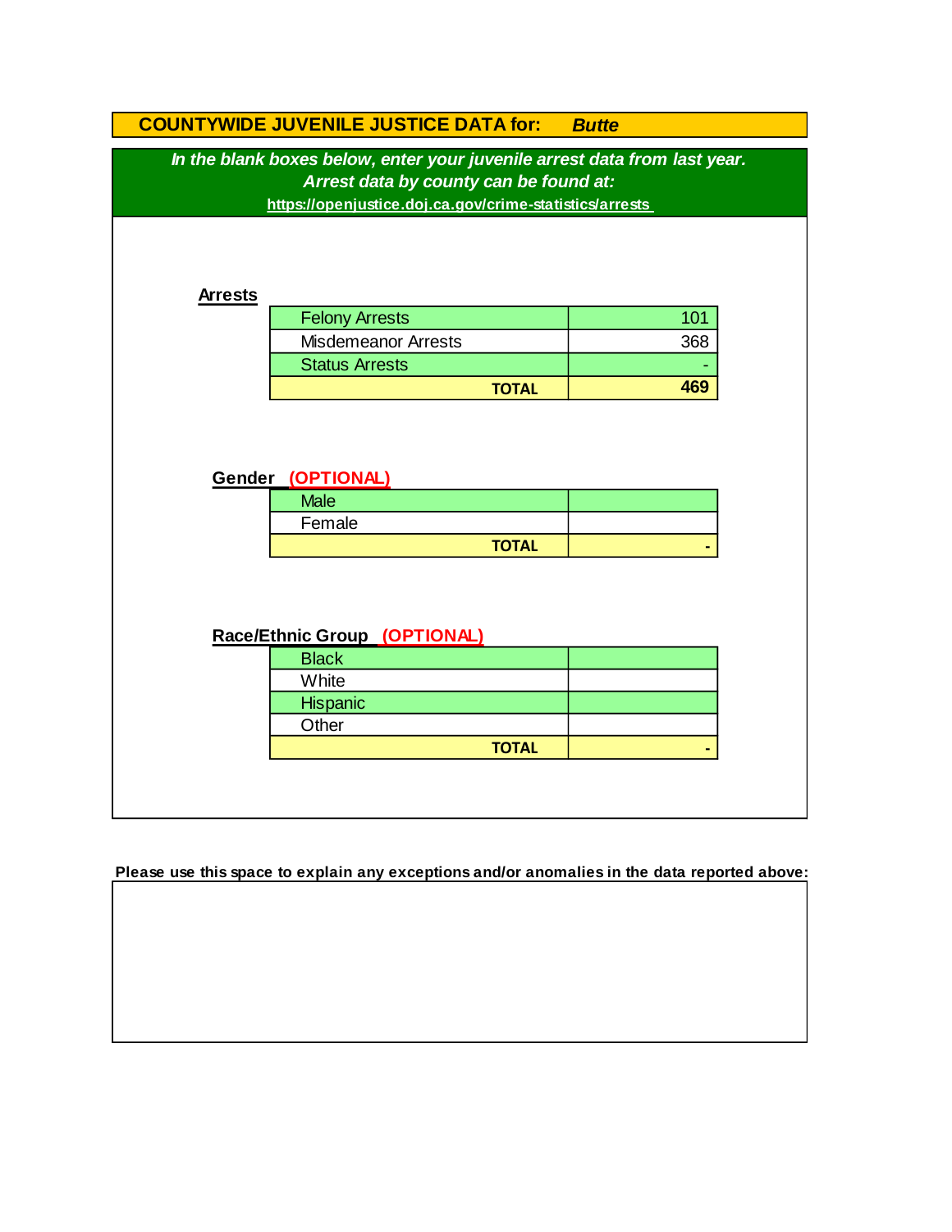## COUNTYWIDE JUVENILE JUSTICE DATA for: *Butte*

***In the blank boxes below, enter your juvenile arrest data from last year.***
***Arrest data by county can be found at:***
https://openjustice.doj.ca.gov/crime-statistics/arrests

### Arrests

| | |
|---|---|
| Felony Arrests | 101 |
| Misdemeanor Arrests | 368 |
| Status Arrests | - |
| **TOTAL** | **469** |

### Gender (OPTIONAL)

| | |
|---|---|
| Male | |
| Female | |
| **TOTAL** | **-** |

### Race/Ethnic Group (OPTIONAL)

| | |
|---|---|
| Black | |
| White | |
| Hispanic | |
| Other | |
| **TOTAL** | **-** |

**Please use this space to explain any exceptions and/or anomalies in the data reported above:**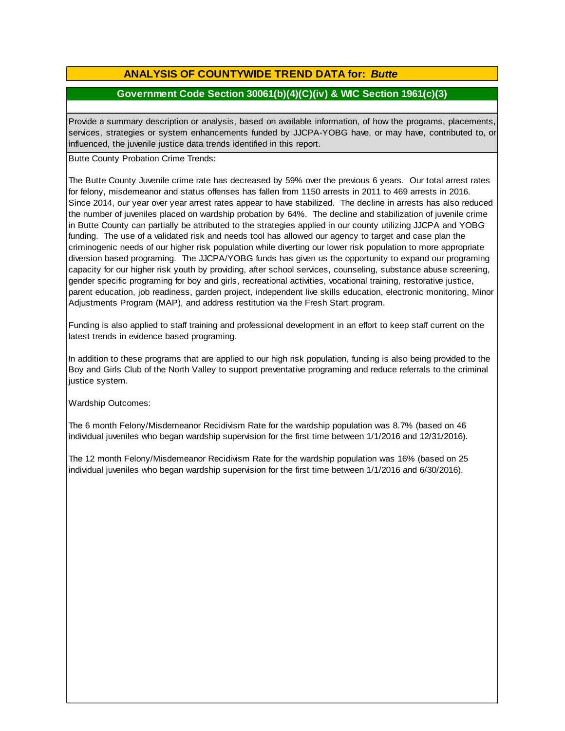## ANALYSIS OF COUNTYWIDE TREND DATA for: *Butte*

### Government Code Section 30061(b)(4)(C)(iv) & WIC Section 1961(c)(3)

Provide a summary description or analysis, based on available information, of how the programs, placements, services, strategies or system enhancements funded by JJCPA-YOBG have, or may have, contributed to, or influenced, the juvenile justice data trends identified in this report.

Butte County Probation Crime Trends:

The Butte County Juvenile crime rate has decreased by 59% over the previous 6 years. Our total arrest rates for felony, misdemeanor and status offenses has fallen from 1150 arrests in 2011 to 469 arrests in 2016. Since 2014, our year over year arrest rates appear to have stabilized. The decline in arrests has also reduced the number of juveniles placed on wardship probation by 64%. The decline and stabilization of juvenile crime in Butte County can partially be attributed to the strategies applied in our county utilizing JJCPA and YOBG funding. The use of a validated risk and needs tool has allowed our agency to target and case plan the criminogenic needs of our higher risk population while diverting our lower risk population to more appropriate diversion based programing. The JJCPA/YOBG funds has given us the opportunity to expand our programing capacity for our higher risk youth by providing, after school services, counseling, substance abuse screening, gender specific programing for boy and girls, recreational activities, vocational training, restorative justice, parent education, job readiness, garden project, independent live skills education, electronic monitoring, Minor Adjustments Program (MAP), and address restitution via the Fresh Start program.

Funding is also applied to staff training and professional development in an effort to keep staff current on the latest trends in evidence based programing.

In addition to these programs that are applied to our high risk population, funding is also being provided to the Boy and Girls Club of the North Valley to support preventative programing and reduce referrals to the criminal justice system.

Wardship Outcomes:

The 6 month Felony/Misdemeanor Recidivism Rate for the wardship population was 8.7% (based on 46 individual juveniles who began wardship supervision for the first time between 1/1/2016 and 12/31/2016).

The 12 month Felony/Misdemeanor Recidivism Rate for the wardship population was 16% (based on 25 individual juveniles who began wardship supervision for the first time between 1/1/2016 and 6/30/2016).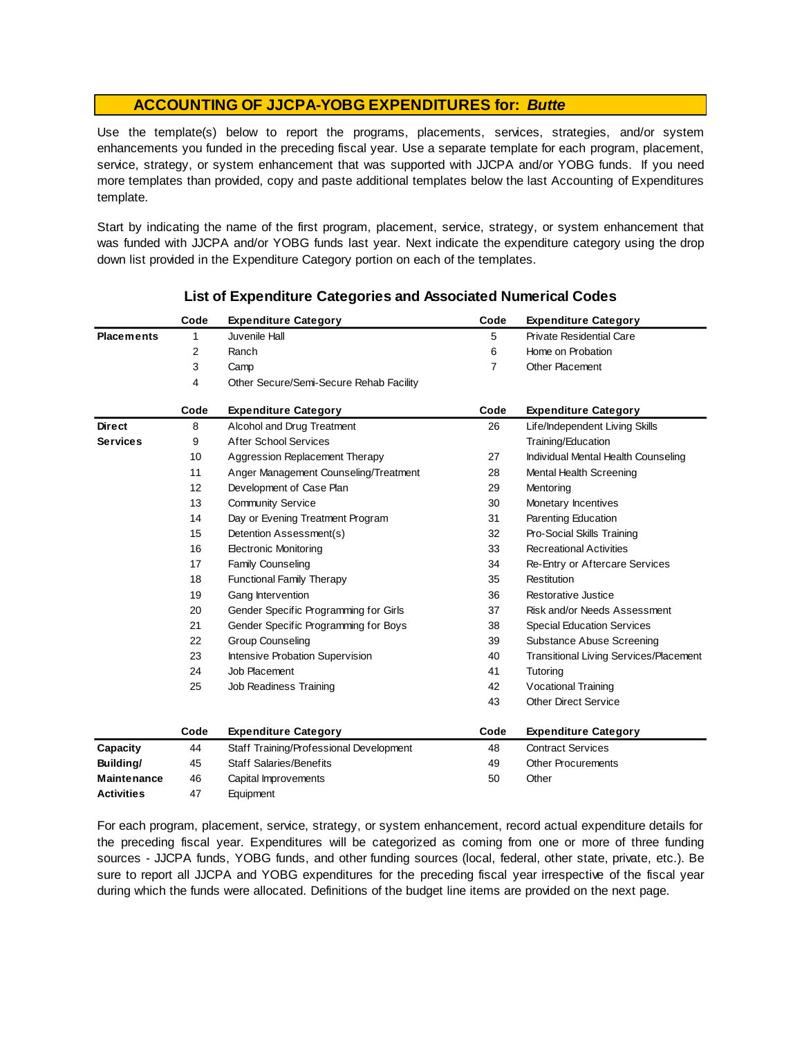## ACCOUNTING OF JJCPA-YOBG EXPENDITURES for: *Butte*

Use the template(s) below to report the programs, placements, services, strategies, and/or system enhancements you funded in the preceding fiscal year. Use a separate template for each program, placement, service, strategy, or system enhancement that was supported with JJCPA and/or YOBG funds. If you need more templates than provided, copy and paste additional templates below the last Accounting of Expenditures template.

Start by indicating the name of the first program, placement, service, strategy, or system enhancement that was funded with JJCPA and/or YOBG funds last year. Next indicate the expenditure category using the drop down list provided in the Expenditure Category portion on each of the templates.

### List of Expenditure Categories and Associated Numerical Codes

| | Code | Expenditure Category | Code | Expenditure Category |
|---|---|---|---|---|
| **Placements** | 1 | Juvenile Hall | 5 | Private Residential Care |
| | 2 | Ranch | 6 | Home on Probation |
| | 3 | Camp | 7 | Other Placement |
| | 4 | Other Secure/Semi-Secure Rehab Facility | | |

| | Code | Expenditure Category | Code | Expenditure Category |
|---|---|---|---|---|
| **Direct Services** | 8 | Alcohol and Drug Treatment | 26 | Life/Independent Living Skills Training/Education |
| | 9 | After School Services | | |
| | 10 | Aggression Replacement Therapy | 27 | Individual Mental Health Counseling |
| | 11 | Anger Management Counseling/Treatment | 28 | Mental Health Screening |
| | 12 | Development of Case Plan | 29 | Mentoring |
| | 13 | Community Service | 30 | Monetary Incentives |
| | 14 | Day or Evening Treatment Program | 31 | Parenting Education |
| | 15 | Detention Assessment(s) | 32 | Pro-Social Skills Training |
| | 16 | Electronic Monitoring | 33 | Recreational Activities |
| | 17 | Family Counseling | 34 | Re-Entry or Aftercare Services |
| | 18 | Functional Family Therapy | 35 | Restitution |
| | 19 | Gang Intervention | 36 | Restorative Justice |
| | 20 | Gender Specific Programming for Girls | 37 | Risk and/or Needs Assessment |
| | 21 | Gender Specific Programming for Boys | 38 | Special Education Services |
| | 22 | Group Counseling | 39 | Substance Abuse Screening |
| | 23 | Intensive Probation Supervision | 40 | Transitional Living Services/Placement |
| | 24 | Job Placement | 41 | Tutoring |
| | 25 | Job Readiness Training | 42 | Vocational Training |
| | | | 43 | Other Direct Service |

| | Code | Expenditure Category | Code | Expenditure Category |
|---|---|---|---|---|
| **Capacity Building/ Maintenance Activities** | 44 | Staff Training/Professional Development | 48 | Contract Services |
| | 45 | Staff Salaries/Benefits | 49 | Other Procurements |
| | 46 | Capital Improvements | 50 | Other |
| | 47 | Equipment | | |

For each program, placement, service, strategy, or system enhancement, record actual expenditure details for the preceding fiscal year. Expenditures will be categorized as coming from one or more of three funding sources - JJCPA funds, YOBG funds, and other funding sources (local, federal, other state, private, etc.). Be sure to report all JJCPA and YOBG expenditures for the preceding fiscal year irrespective of the fiscal year during which the funds were allocated. Definitions of the budget line items are provided on the next page.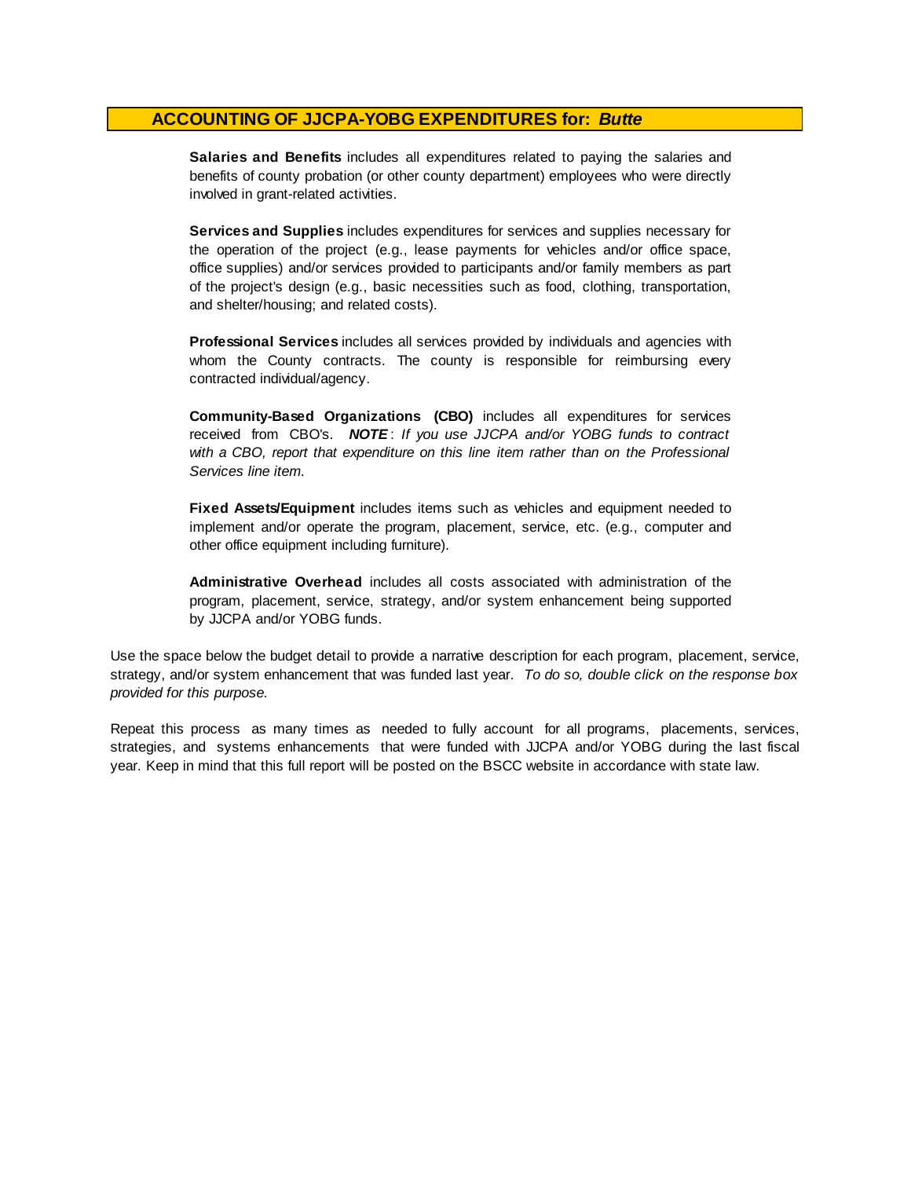## ACCOUNTING OF JJCPA-YOBG EXPENDITURES for: *Butte*

**Salaries and Benefits** includes all expenditures related to paying the salaries and benefits of county probation (or other county department) employees who were directly involved in grant-related activities.

**Services and Supplies** includes expenditures for services and supplies necessary for the operation of the project (e.g., lease payments for vehicles and/or office space, office supplies) and/or services provided to participants and/or family members as part of the project's design (e.g., basic necessities such as food, clothing, transportation, and shelter/housing; and related costs).

**Professional Services** includes all services provided by individuals and agencies with whom the County contracts. The county is responsible for reimbursing every contracted individual/agency.

**Community-Based Organizations (CBO)** includes all expenditures for services received from CBO's. ***NOTE***: *If you use JJCPA and/or YOBG funds to contract with a CBO, report that expenditure on this line item rather than on the Professional Services line item.*

**Fixed Assets/Equipment** includes items such as vehicles and equipment needed to implement and/or operate the program, placement, service, etc. (e.g., computer and other office equipment including furniture).

**Administrative Overhead** includes all costs associated with administration of the program, placement, service, strategy, and/or system enhancement being supported by JJCPA and/or YOBG funds.

Use the space below the budget detail to provide a narrative description for each program, placement, service, strategy, and/or system enhancement that was funded last year. *To do so, double click on the response box provided for this purpose.*

Repeat this process as many times as needed to fully account for all programs, placements, services, strategies, and systems enhancements that were funded with JJCPA and/or YOBG during the last fiscal year. Keep in mind that this full report will be posted on the BSCC website in accordance with state law.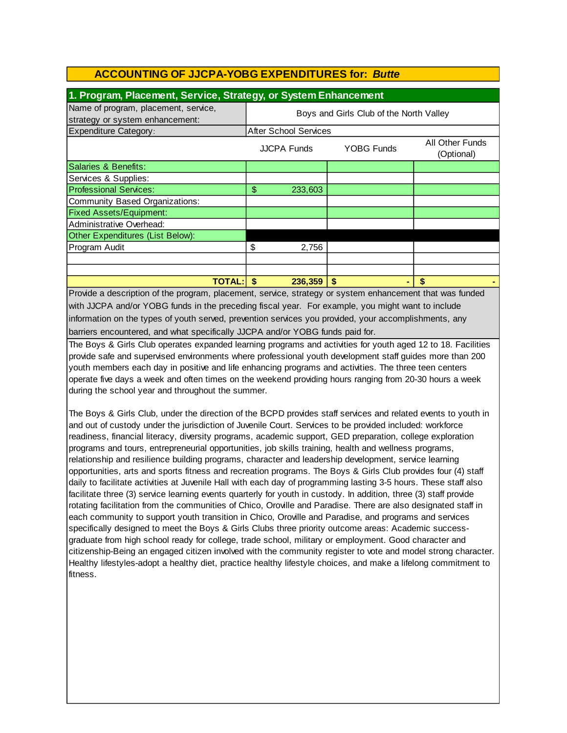## ACCOUNTING OF JJCPA-YOBG EXPENDITURES for: *Butte*

### 1. Program, Placement, Service, Strategy, or System Enhancement

| | | | |
|---|---|---|---|
| Name of program, placement, service, strategy or system enhancement: | Boys and Girls Club of the North Valley | | |
| Expenditure Category: | After School Services | | |
| | JJCPA Funds | YOBG Funds | All Other Funds (Optional) |
| Salaries & Benefits: | | | |
| Services & Supplies: | | | |
| Professional Services: | $ 233,603 | | |
| Community Based Organizations: | | | |
| Fixed Assets/Equipment: | | | |
| Administrative Overhead: | | | |
| Other Expenditures (List Below): | | | |
| Program Audit | $ 2,756 | | |
| | | | |
| | | | |
| **TOTAL:** | **$ 236,359** | **$ -** | **$ -** |

Provide a description of the program, placement, service, strategy or system enhancement that was funded with JJCPA and/or YOBG funds in the preceding fiscal year. For example, you might want to include information on the types of youth served, prevention services you provided, your accomplishments, any barriers encountered, and what specifically JJCPA and/or YOBG funds paid for.

The Boys & Girls Club operates expanded learning programs and activities for youth aged 12 to 18. Facilities provide safe and supervised environments where professional youth development staff guides more than 200 youth members each day in positive and life enhancing programs and activities. The three teen centers operate five days a week and often times on the weekend providing hours ranging from 20-30 hours a week during the school year and throughout the summer.

The Boys & Girls Club, under the direction of the BCPD provides staff services and related events to youth in and out of custody under the jurisdiction of Juvenile Court. Services to be provided included: workforce readiness, financial literacy, diversity programs, academic support, GED preparation, college exploration programs and tours, entrepreneurial opportunities, job skills training, health and wellness programs, relationship and resilience building programs, character and leadership development, service learning opportunities, arts and sports fitness and recreation programs. The Boys & Girls Club provides four (4) staff daily to facilitate activities at Juvenile Hall with each day of programming lasting 3-5 hours. These staff also facilitate three (3) service learning events quarterly for youth in custody. In addition, three (3) staff provide rotating facilitation from the communities of Chico, Oroville and Paradise. There are also designated staff in each community to support youth transition in Chico, Oroville and Paradise, and programs and services specifically designed to meet the Boys & Girls Clubs three priority outcome areas: Academic success-graduate from high school ready for college, trade school, military or employment. Good character and citizenship-Being an engaged citizen involved with the community register to vote and model strong character. Healthy lifestyles-adopt a healthy diet, practice healthy lifestyle choices, and make a lifelong commitment to fitness.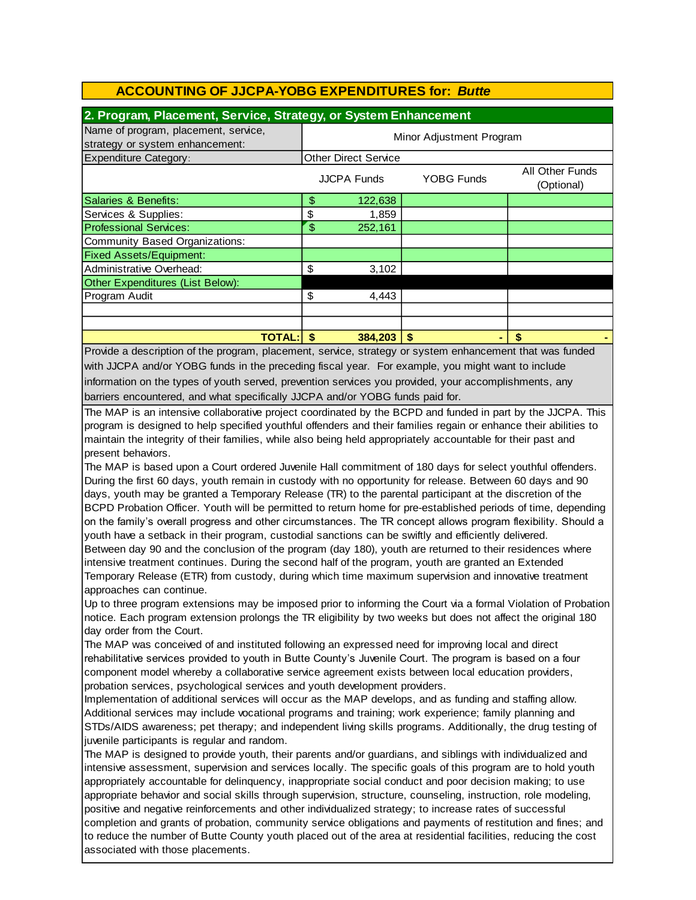# ACCOUNTING OF JJCPA-YOBG EXPENDITURES for: *Butte*

## 2. Program, Placement, Service, Strategy, or System Enhancement

| | | | |
|---|---|---|---|
| Name of program, placement, service, strategy or system enhancement: | Minor Adjustment Program | | |
| Expenditure Category: | Other Direct Service | | |
| | JJCPA Funds | YOBG Funds | All Other Funds (Optional) |
| Salaries & Benefits: | $ 122,638 | | |
| Services & Supplies: | $ 1,859 | | |
| Professional Services: | $ 252,161 | | |
| Community Based Organizations: | | | |
| Fixed Assets/Equipment: | | | |
| Administrative Overhead: | $ 3,102 | | |
| Other Expenditures (List Below): | | | |
| Program Audit | $ 4,443 | | |
| | | | |
| | | | |
| **TOTAL:** | **$ 384,203** | **$ -** | **$ -** |

Provide a description of the program, placement, service, strategy or system enhancement that was funded with JJCPA and/or YOBG funds in the preceding fiscal year. For example, you might want to include information on the types of youth served, prevention services you provided, your accomplishments, any barriers encountered, and what specifically JJCPA and/or YOBG funds paid for.

The MAP is an intensive collaborative project coordinated by the BCPD and funded in part by the JJCPA. This program is designed to help specified youthful offenders and their families regain or enhance their abilities to maintain the integrity of their families, while also being held appropriately accountable for their past and present behaviors.

The MAP is based upon a Court ordered Juvenile Hall commitment of 180 days for select youthful offenders. During the first 60 days, youth remain in custody with no opportunity for release. Between 60 days and 90 days, youth may be granted a Temporary Release (TR) to the parental participant at the discretion of the BCPD Probation Officer. Youth will be permitted to return home for pre-established periods of time, depending on the family's overall progress and other circumstances. The TR concept allows program flexibility. Should a youth have a setback in their program, custodial sanctions can be swiftly and efficiently delivered.

Between day 90 and the conclusion of the program (day 180), youth are returned to their residences where intensive treatment continues. During the second half of the program, youth are granted an Extended Temporary Release (ETR) from custody, during which time maximum supervision and innovative treatment approaches can continue.

Up to three program extensions may be imposed prior to informing the Court via a formal Violation of Probation notice. Each program extension prolongs the TR eligibility by two weeks but does not affect the original 180 day order from the Court.

The MAP was conceived of and instituted following an expressed need for improving local and direct rehabilitative services provided to youth in Butte County's Juvenile Court. The program is based on a four component model whereby a collaborative service agreement exists between local education providers, probation services, psychological services and youth development providers.

Implementation of additional services will occur as the MAP develops, and as funding and staffing allow. Additional services may include vocational programs and training; work experience; family planning and STDs/AIDS awareness; pet therapy; and independent living skills programs. Additionally, the drug testing of juvenile participants is regular and random.

The MAP is designed to provide youth, their parents and/or guardians, and siblings with individualized and intensive assessment, supervision and services locally. The specific goals of this program are to hold youth appropriately accountable for delinquency, inappropriate social conduct and poor decision making; to use appropriate behavior and social skills through supervision, structure, counseling, instruction, role modeling, positive and negative reinforcements and other individualized strategy; to increase rates of successful completion and grants of probation, community service obligations and payments of restitution and fines; and to reduce the number of Butte County youth placed out of the area at residential facilities, reducing the cost associated with those placements.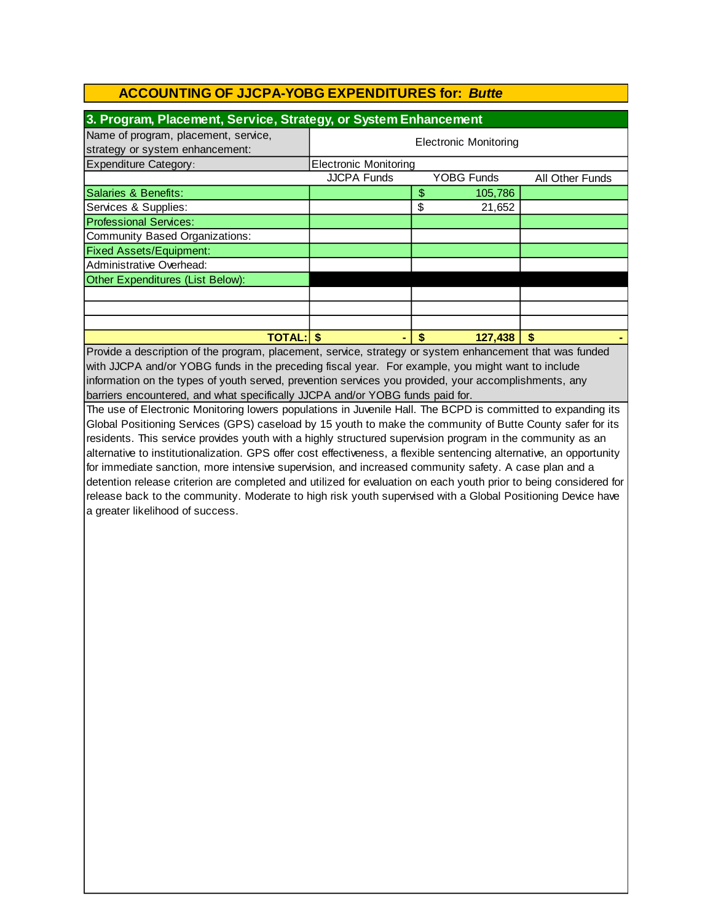## ACCOUNTING OF JJCPA-YOBG EXPENDITURES for: *Butte*

### 3. Program, Placement, Service, Strategy, or System Enhancement

| | | | |
|---|---|---|---|
| Name of program, placement, service, strategy or system enhancement: | Electronic Monitoring | | |
| Expenditure Category: | Electronic Monitoring | | |
| | JJCPA Funds | YOBG Funds | All Other Funds |
| Salaries & Benefits: | | $ 105,786 | |
| Services & Supplies: | | $ 21,652 | |
| Professional Services: | | | |
| Community Based Organizations: | | | |
| Fixed Assets/Equipment: | | | |
| Administrative Overhead: | | | |
| Other Expenditures (List Below): | | | |
| | | | |
| | | | |
| | | | |
| **TOTAL:** | **$ -** | **$ 127,438** | **$ -** |

Provide a description of the program, placement, service, strategy or system enhancement that was funded with JJCPA and/or YOBG funds in the preceding fiscal year. For example, you might want to include information on the types of youth served, prevention services you provided, your accomplishments, any barriers encountered, and what specifically JJCPA and/or YOBG funds paid for.

The use of Electronic Monitoring lowers populations in Juvenile Hall. The BCPD is committed to expanding its Global Positioning Services (GPS) caseload by 15 youth to make the community of Butte County safer for its residents. This service provides youth with a highly structured supervision program in the community as an alternative to institutionalization. GPS offer cost effectiveness, a flexible sentencing alternative, an opportunity for immediate sanction, more intensive supervision, and increased community safety. A case plan and a detention release criterion are completed and utilized for evaluation on each youth prior to being considered for release back to the community. Moderate to high risk youth supervised with a Global Positioning Device have a greater likelihood of success.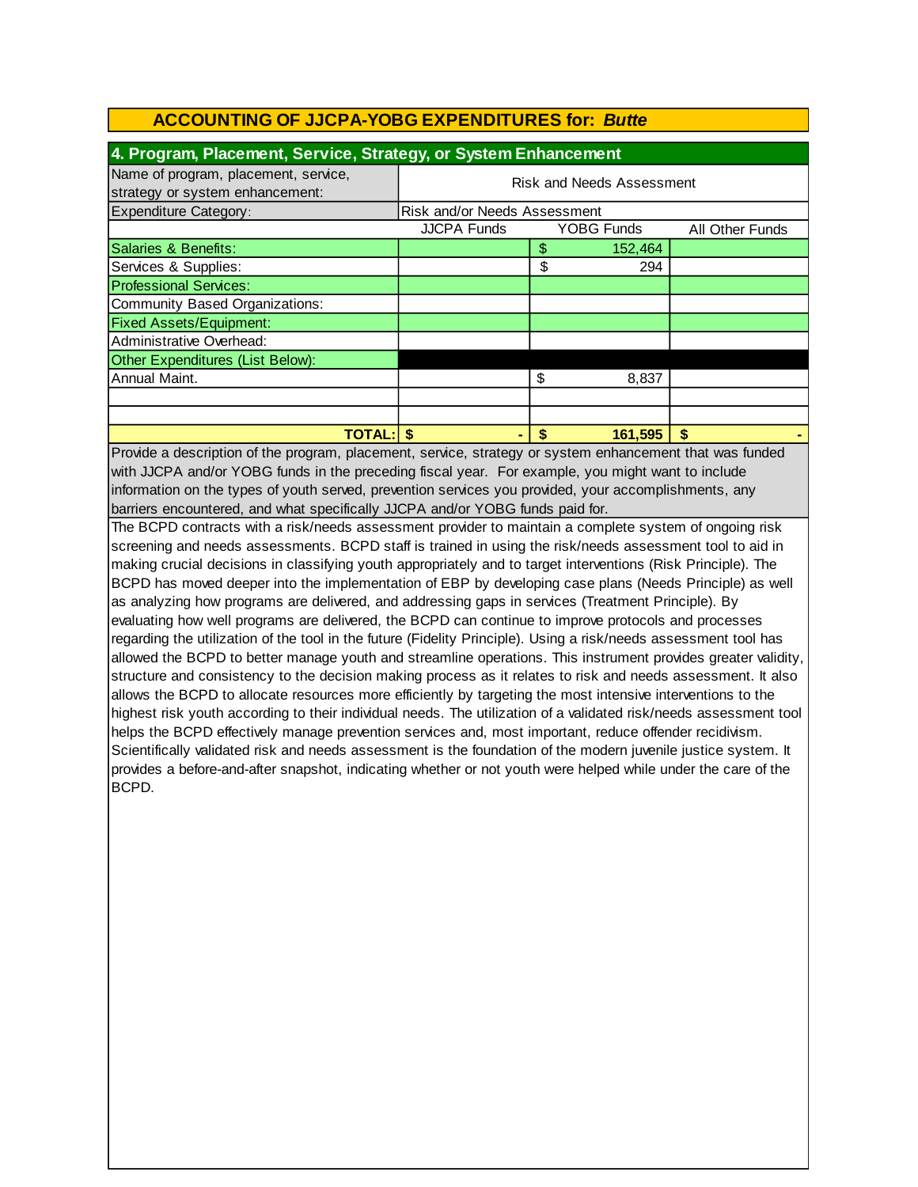## ACCOUNTING OF JJCPA-YOBG EXPENDITURES for: *Butte*

### 4. Program, Placement, Service, Strategy, or System Enhancement

| | | | |
|---|---|---|---|
| Name of program, placement, service, strategy or system enhancement: | Risk and Needs Assessment | | |
| Expenditure Category: | Risk and/or Needs Assessment | | |
| | JJCPA Funds | YOBG Funds | All Other Funds |
| Salaries & Benefits: | | $ 152,464 | |
| Services & Supplies: | | $ 294 | |
| Professional Services: | | | |
| Community Based Organizations: | | | |
| Fixed Assets/Equipment: | | | |
| Administrative Overhead: | | | |
| Other Expenditures (List Below): | | | |
| Annual Maint. | | $ 8,837 | |
| | | | |
| | | | |
| **TOTAL:** | **$ -** | **$ 161,595** | **$ -** |

Provide a description of the program, placement, service, strategy or system enhancement that was funded with JJCPA and/or YOBG funds in the preceding fiscal year. For example, you might want to include information on the types of youth served, prevention services you provided, your accomplishments, any barriers encountered, and what specifically JJCPA and/or YOBG funds paid for.

The BCPD contracts with a risk/needs assessment provider to maintain a complete system of ongoing risk screening and needs assessments. BCPD staff is trained in using the risk/needs assessment tool to aid in making crucial decisions in classifying youth appropriately and to target interventions (Risk Principle). The BCPD has moved deeper into the implementation of EBP by developing case plans (Needs Principle) as well as analyzing how programs are delivered, and addressing gaps in services (Treatment Principle). By evaluating how well programs are delivered, the BCPD can continue to improve protocols and processes regarding the utilization of the tool in the future (Fidelity Principle). Using a risk/needs assessment tool has allowed the BCPD to better manage youth and streamline operations. This instrument provides greater validity, structure and consistency to the decision making process as it relates to risk and needs assessment. It also allows the BCPD to allocate resources more efficiently by targeting the most intensive interventions to the highest risk youth according to their individual needs. The utilization of a validated risk/needs assessment tool helps the BCPD effectively manage prevention services and, most important, reduce offender recidivism. Scientifically validated risk and needs assessment is the foundation of the modern juvenile justice system. It provides a before-and-after snapshot, indicating whether or not youth were helped while under the care of the BCPD.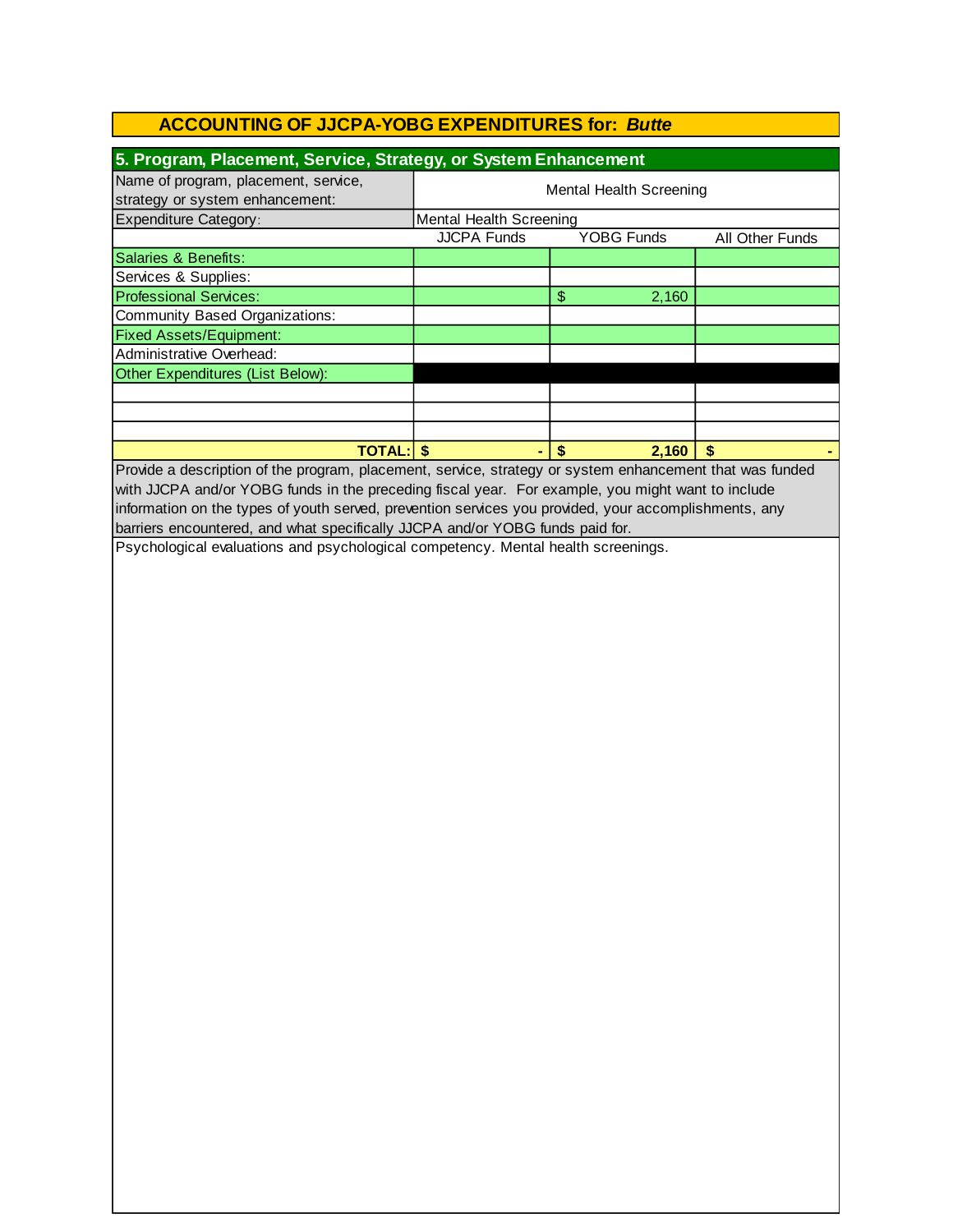## ACCOUNTING OF JJCPA-YOBG EXPENDITURES for: *Butte*

### 5. Program, Placement, Service, Strategy, or System Enhancement

| | | | |
|---|---|---|---|
| Name of program, placement, service, strategy or system enhancement: | Mental Health Screening | | |
| Expenditure Category: | Mental Health Screening | | |
| | JJCPA Funds | YOBG Funds | All Other Funds |
| Salaries & Benefits: | | | |
| Services & Supplies: | | | |
| Professional Services: | | $ 2,160 | |
| Community Based Organizations: | | | |
| Fixed Assets/Equipment: | | | |
| Administrative Overhead: | | | |
| Other Expenditures (List Below): | | | |
| | | | |
| | | | |
| | | | |
| **TOTAL:** | **$ -** | **$ 2,160** | **$ -** |

Provide a description of the program, placement, service, strategy or system enhancement that was funded with JJCPA and/or YOBG funds in the preceding fiscal year. For example, you might want to include information on the types of youth served, prevention services you provided, your accomplishments, any barriers encountered, and what specifically JJCPA and/or YOBG funds paid for.

Psychological evaluations and psychological competency. Mental health screenings.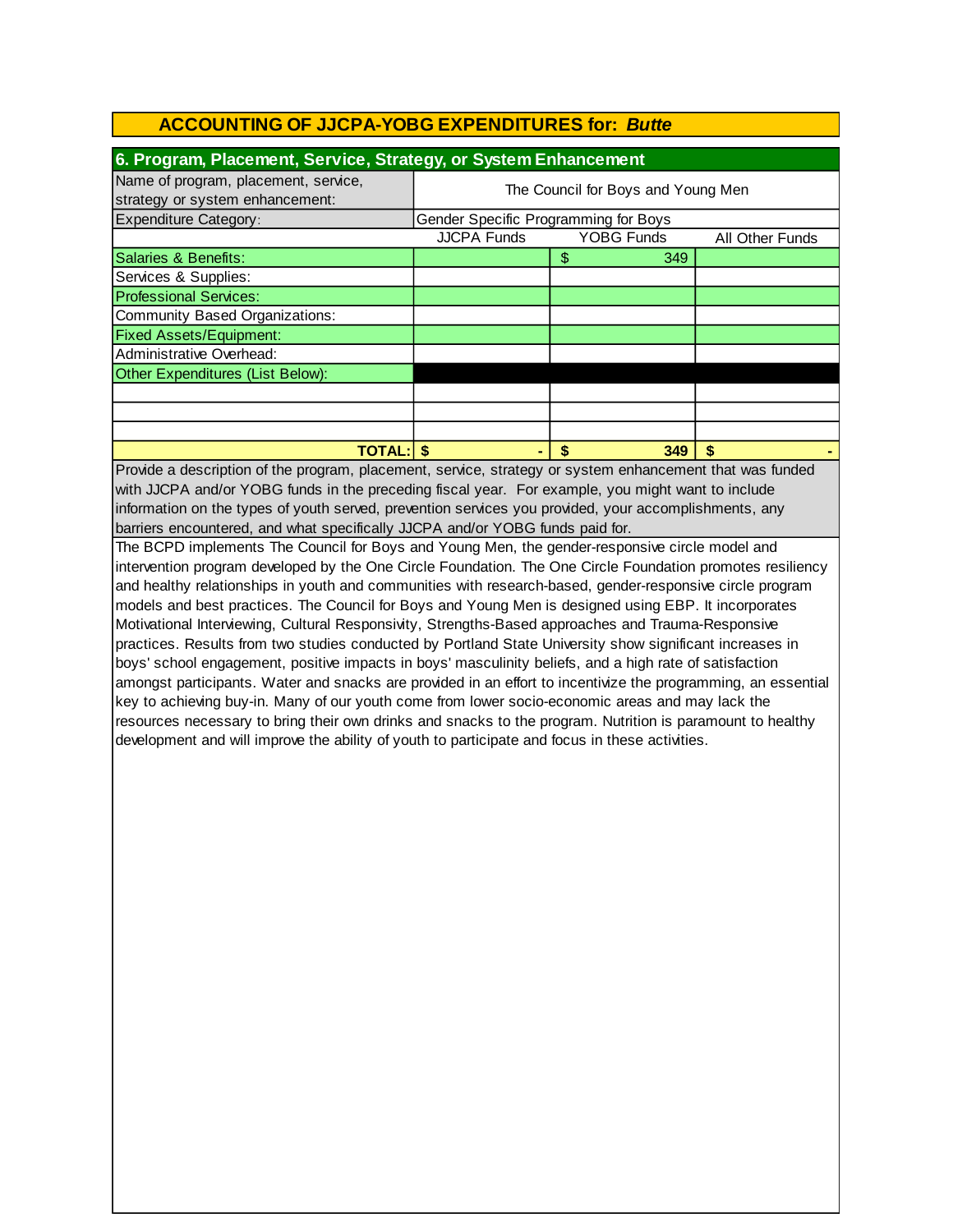## ACCOUNTING OF JJCPA-YOBG EXPENDITURES for: *Butte*

### 6. Program, Placement, Service, Strategy, or System Enhancement

| | | | |
|---|---|---|---|
| Name of program, placement, service, strategy or system enhancement: | The Council for Boys and Young Men | | |
| Expenditure Category: | Gender Specific Programming for Boys | | |
| | JJCPA Funds | YOBG Funds | All Other Funds |
| Salaries & Benefits: | | $ 349 | |
| Services & Supplies: | | | |
| Professional Services: | | | |
| Community Based Organizations: | | | |
| Fixed Assets/Equipment: | | | |
| Administrative Overhead: | | | |
| Other Expenditures (List Below): | | | |
| | | | |
| | | | |
| | | | |
| **TOTAL:** | **$ -** | **$ 349** | **$ -** |

Provide a description of the program, placement, service, strategy or system enhancement that was funded with JJCPA and/or YOBG funds in the preceding fiscal year. For example, you might want to include information on the types of youth served, prevention services you provided, your accomplishments, any barriers encountered, and what specifically JJCPA and/or YOBG funds paid for.

The BCPD implements The Council for Boys and Young Men, the gender-responsive circle model and intervention program developed by the One Circle Foundation. The One Circle Foundation promotes resiliency and healthy relationships in youth and communities with research-based, gender-responsive circle program models and best practices. The Council for Boys and Young Men is designed using EBP. It incorporates Motivational Interviewing, Cultural Responsivity, Strengths-Based approaches and Trauma-Responsive practices. Results from two studies conducted by Portland State University show significant increases in boys' school engagement, positive impacts in boys' masculinity beliefs, and a high rate of satisfaction amongst participants. Water and snacks are provided in an effort to incentivize the programming, an essential key to achieving buy-in. Many of our youth come from lower socio-economic areas and may lack the resources necessary to bring their own drinks and snacks to the program. Nutrition is paramount to healthy development and will improve the ability of youth to participate and focus in these activities.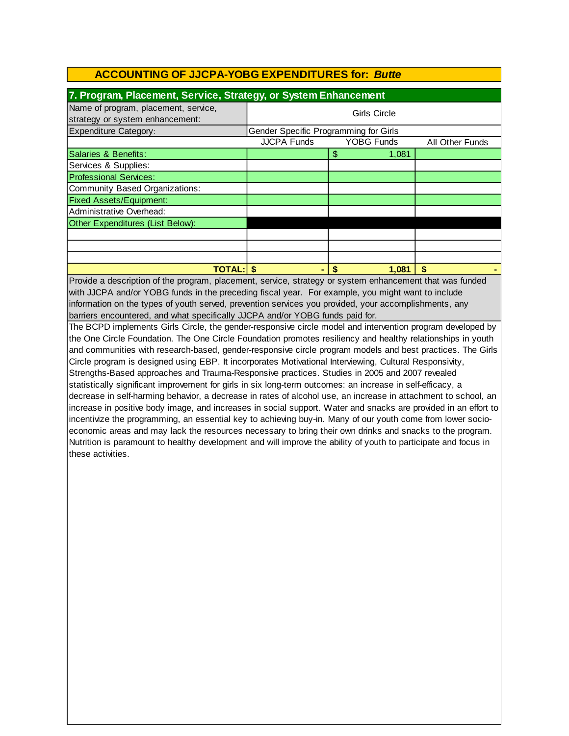## ACCOUNTING OF JJCPA-YOBG EXPENDITURES for: *Butte*

### 7. Program, Placement, Service, Strategy, or System Enhancement

| | | | |
|---|---|---|---|
| Name of program, placement, service, strategy or system enhancement: | Girls Circle | | |
| Expenditure Category: | Gender Specific Programming for Girls | | |
| | JJCPA Funds | YOBG Funds | All Other Funds |
| Salaries & Benefits: | | $ 1,081 | |
| Services & Supplies: | | | |
| Professional Services: | | | |
| Community Based Organizations: | | | |
| Fixed Assets/Equipment: | | | |
| Administrative Overhead: | | | |
| Other Expenditures (List Below): | | | |
| | | | |
| | | | |
| | | | |
| **TOTAL:** | **$ -** | **$ 1,081** | **$ -** |

Provide a description of the program, placement, service, strategy or system enhancement that was funded with JJCPA and/or YOBG funds in the preceding fiscal year. For example, you might want to include information on the types of youth served, prevention services you provided, your accomplishments, any barriers encountered, and what specifically JJCPA and/or YOBG funds paid for.

The BCPD implements Girls Circle, the gender-responsive circle model and intervention program developed by the One Circle Foundation. The One Circle Foundation promotes resiliency and healthy relationships in youth and communities with research-based, gender-responsive circle program models and best practices. The Girls Circle program is designed using EBP. It incorporates Motivational Interviewing, Cultural Responsivity, Strengths-Based approaches and Trauma-Responsive practices. Studies in 2005 and 2007 revealed statistically significant improvement for girls in six long-term outcomes: an increase in self-efficacy, a decrease in self-harming behavior, a decrease in rates of alcohol use, an increase in attachment to school, an increase in positive body image, and increases in social support. Water and snacks are provided in an effort to incentivize the programming, an essential key to achieving buy-in. Many of our youth come from lower socio-economic areas and may lack the resources necessary to bring their own drinks and snacks to the program. Nutrition is paramount to healthy development and will improve the ability of youth to participate and focus in these activities.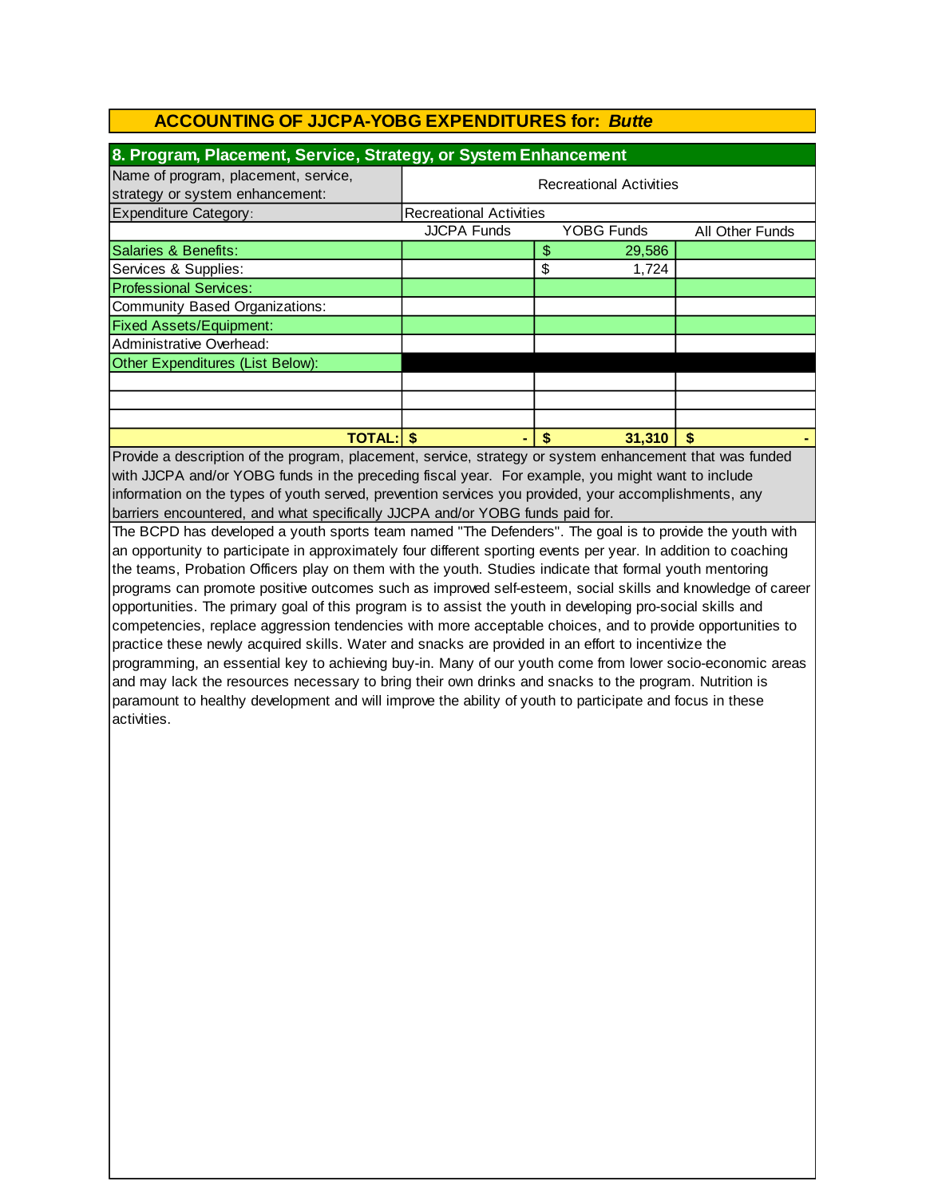## ACCOUNTING OF JJCPA-YOBG EXPENDITURES for: *Butte*

### 8. Program, Placement, Service, Strategy, or System Enhancement

| | | | |
|---|---|---|---|
| Name of program, placement, service, strategy or system enhancement: | Recreational Activities | | |
| Expenditure Category: | Recreational Activities | | |
| | JJCPA Funds | YOBG Funds | All Other Funds |
| Salaries & Benefits: | | $ 29,586 | |
| Services & Supplies: | | $ 1,724 | |
| Professional Services: | | | |
| Community Based Organizations: | | | |
| Fixed Assets/Equipment: | | | |
| Administrative Overhead: | | | |
| Other Expenditures (List Below): | | | |
| | | | |
| | | | |
| | | | |
| **TOTAL:** | **$ -** | **$ 31,310** | **$ -** |

Provide a description of the program, placement, service, strategy or system enhancement that was funded with JJCPA and/or YOBG funds in the preceding fiscal year. For example, you might want to include information on the types of youth served, prevention services you provided, your accomplishments, any barriers encountered, and what specifically JJCPA and/or YOBG funds paid for.

The BCPD has developed a youth sports team named "The Defenders". The goal is to provide the youth with an opportunity to participate in approximately four different sporting events per year. In addition to coaching the teams, Probation Officers play on them with the youth. Studies indicate that formal youth mentoring programs can promote positive outcomes such as improved self-esteem, social skills and knowledge of career opportunities. The primary goal of this program is to assist the youth in developing pro-social skills and competencies, replace aggression tendencies with more acceptable choices, and to provide opportunities to practice these newly acquired skills. Water and snacks are provided in an effort to incentivize the programming, an essential key to achieving buy-in. Many of our youth come from lower socio-economic areas and may lack the resources necessary to bring their own drinks and snacks to the program. Nutrition is paramount to healthy development and will improve the ability of youth to participate and focus in these activities.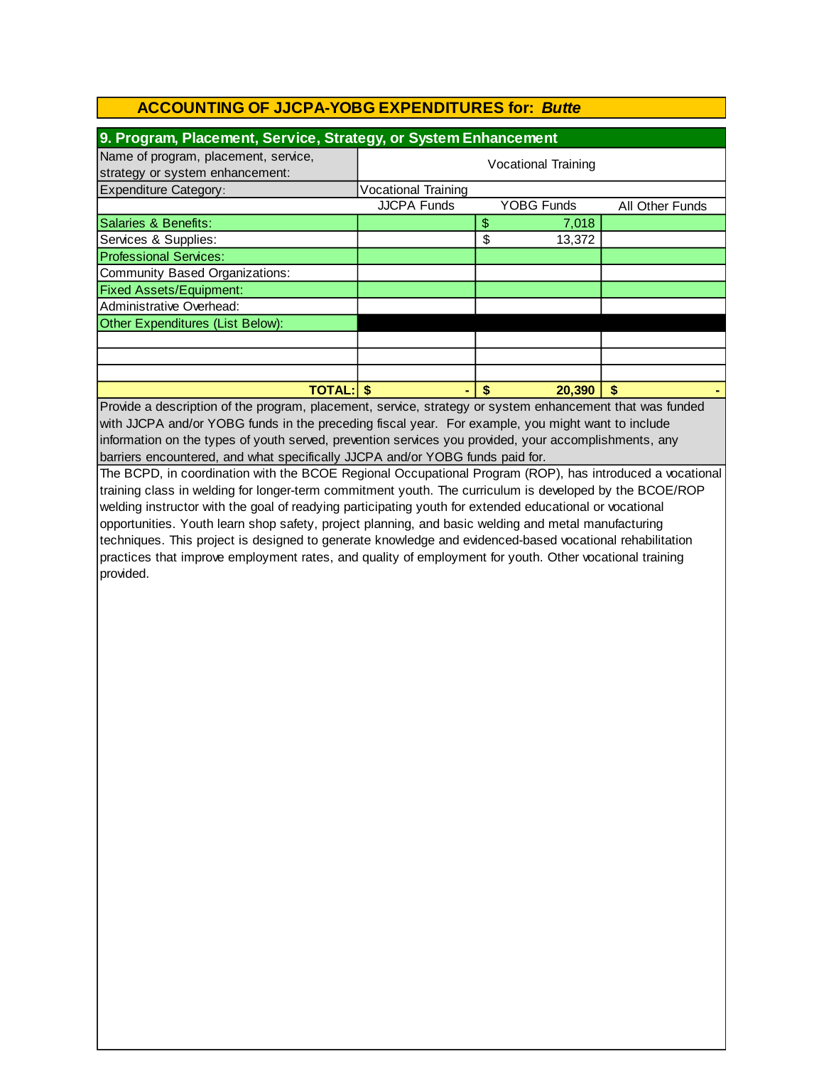## ACCOUNTING OF JJCPA-YOBG EXPENDITURES for: *Butte*

### 9. Program, Placement, Service, Strategy, or System Enhancement

| | | | |
|---|---|---|---|
| Name of program, placement, service, strategy or system enhancement: | Vocational Training | | |
| Expenditure Category: | Vocational Training | | |
| | JJCPA Funds | YOBG Funds | All Other Funds |
| Salaries & Benefits: | | $ 7,018 | |
| Services & Supplies: | | $ 13,372 | |
| Professional Services: | | | |
| Community Based Organizations: | | | |
| Fixed Assets/Equipment: | | | |
| Administrative Overhead: | | | |
| Other Expenditures (List Below): | | | |
| | | | |
| | | | |
| | | | |
| **TOTAL:** | **$ -** | **$ 20,390** | **$ -** |

Provide a description of the program, placement, service, strategy or system enhancement that was funded with JJCPA and/or YOBG funds in the preceding fiscal year. For example, you might want to include information on the types of youth served, prevention services you provided, your accomplishments, any barriers encountered, and what specifically JJCPA and/or YOBG funds paid for.

The BCPD, in coordination with the BCOE Regional Occupational Program (ROP), has introduced a vocational training class in welding for longer-term commitment youth. The curriculum is developed by the BCOE/ROP welding instructor with the goal of readying participating youth for extended educational or vocational opportunities. Youth learn shop safety, project planning, and basic welding and metal manufacturing techniques. This project is designed to generate knowledge and evidenced-based vocational rehabilitation practices that improve employment rates, and quality of employment for youth. Other vocational training provided.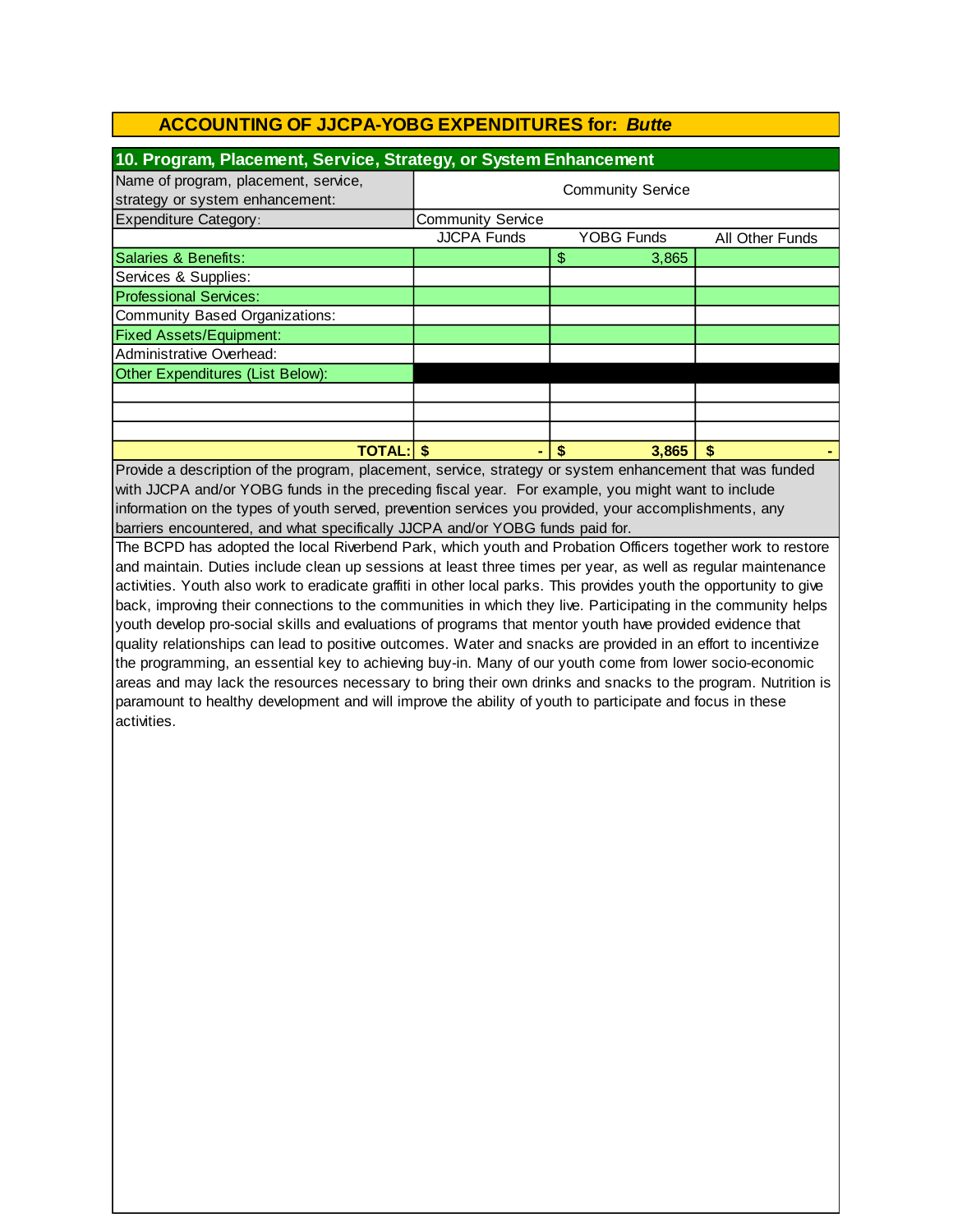## ACCOUNTING OF JJCPA-YOBG EXPENDITURES for: *Butte*

### 10. Program, Placement, Service, Strategy, or System Enhancement

| | | | |
|---|---|---|---|
| Name of program, placement, service, strategy or system enhancement: | Community Service | | |
| Expenditure Category: | Community Service | | |
| | JJCPA Funds | YOBG Funds | All Other Funds |
| Salaries & Benefits: | | $ 3,865 | |
| Services & Supplies: | | | |
| Professional Services: | | | |
| Community Based Organizations: | | | |
| Fixed Assets/Equipment: | | | |
| Administrative Overhead: | | | |
| Other Expenditures (List Below): | | | |
| | | | |
| | | | |
| | | | |
| **TOTAL:** | **$ -** | **$ 3,865** | **$ -** |

Provide a description of the program, placement, service, strategy or system enhancement that was funded with JJCPA and/or YOBG funds in the preceding fiscal year. For example, you might want to include information on the types of youth served, prevention services you provided, your accomplishments, any barriers encountered, and what specifically JJCPA and/or YOBG funds paid for.

The BCPD has adopted the local Riverbend Park, which youth and Probation Officers together work to restore and maintain. Duties include clean up sessions at least three times per year, as well as regular maintenance activities. Youth also work to eradicate graffiti in other local parks. This provides youth the opportunity to give back, improving their connections to the communities in which they live. Participating in the community helps youth develop pro-social skills and evaluations of programs that mentor youth have provided evidence that quality relationships can lead to positive outcomes. Water and snacks are provided in an effort to incentivize the programming, an essential key to achieving buy-in. Many of our youth come from lower socio-economic areas and may lack the resources necessary to bring their own drinks and snacks to the program. Nutrition is paramount to healthy development and will improve the ability of youth to participate and focus in these activities.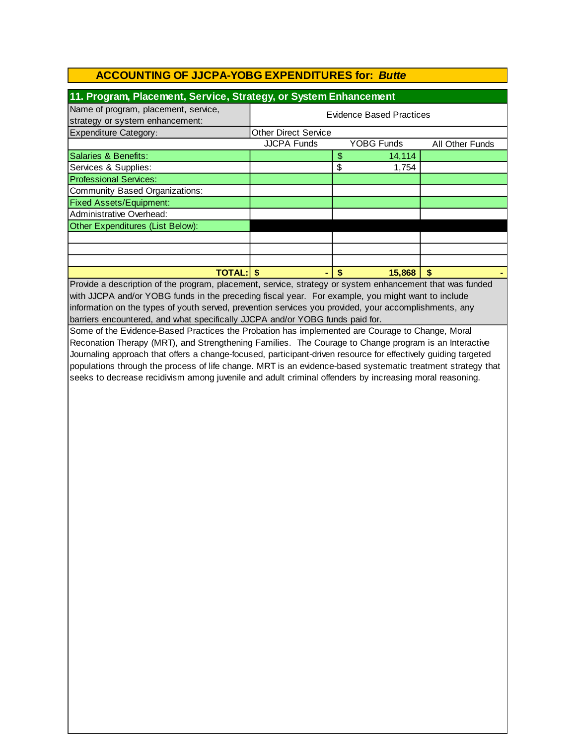# ACCOUNTING OF JJCPA-YOBG EXPENDITURES for: *Butte*

## 11. Program, Placement, Service, Strategy, or System Enhancement

| | | | |
|---|---|---|---|
| Name of program, placement, service, strategy or system enhancement: | Evidence Based Practices | | |
| Expenditure Category: | Other Direct Service | | |
| | JJCPA Funds | YOBG Funds | All Other Funds |
| Salaries & Benefits: | | $ 14,114 | |
| Services & Supplies: | | $ 1,754 | |
| Professional Services: | | | |
| Community Based Organizations: | | | |
| Fixed Assets/Equipment: | | | |
| Administrative Overhead: | | | |
| Other Expenditures (List Below): | | | |
| | | | |
| | | | |
| | | | |
| **TOTAL:** | **$ -** | **$ 15,868** | **$ -** |

Provide a description of the program, placement, service, strategy or system enhancement that was funded with JJCPA and/or YOBG funds in the preceding fiscal year. For example, you might want to include information on the types of youth served, prevention services you provided, your accomplishments, any barriers encountered, and what specifically JJCPA and/or YOBG funds paid for.

Some of the Evidence-Based Practices the Probation has implemented are Courage to Change, Moral Reconation Therapy (MRT), and Strengthening Families. The Courage to Change program is an Interactive Journaling approach that offers a change-focused, participant-driven resource for effectively guiding targeted populations through the process of life change. MRT is an evidence-based systematic treatment strategy that seeks to decrease recidivism among juvenile and adult criminal offenders by increasing moral reasoning.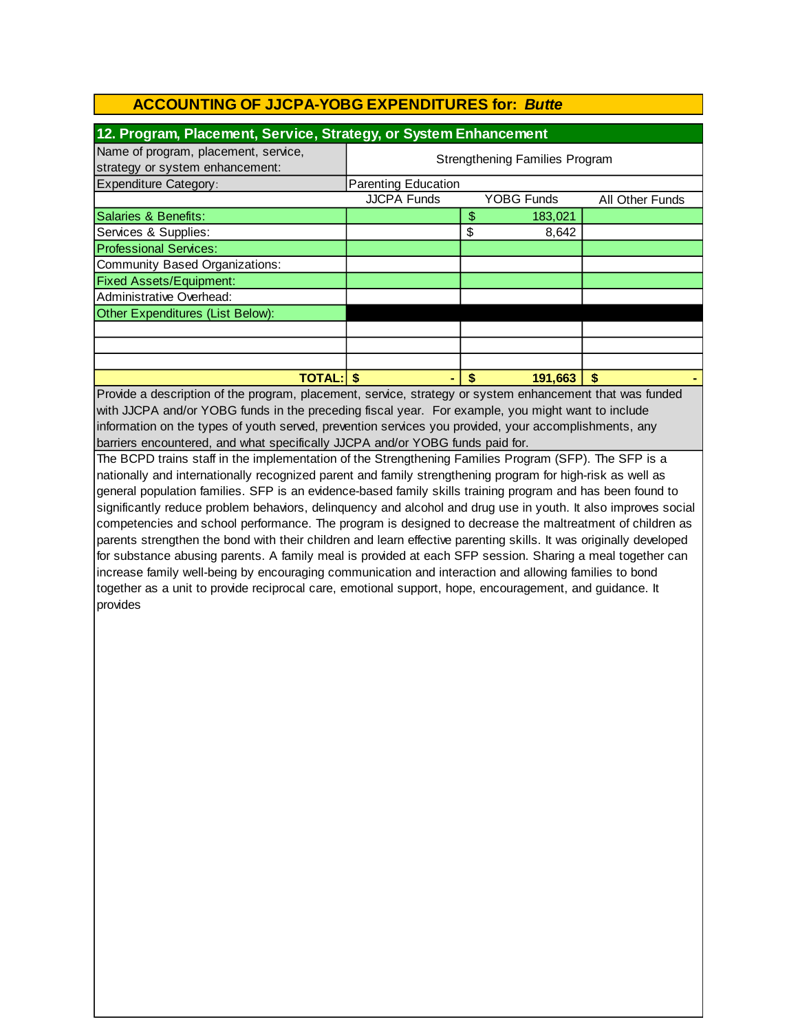## ACCOUNTING OF JJCPA-YOBG EXPENDITURES for: *Butte*

### 12. Program, Placement, Service, Strategy, or System Enhancement

| Name of program, placement, service, strategy or system enhancement: | Strengthening Families Program | | |
|---|---|---|---|
| Expenditure Category: | Parenting Education | | |
| | JJCPA Funds | YOBG Funds | All Other Funds |
| Salaries & Benefits: | | $ 183,021 | |
| Services & Supplies: | | $ 8,642 | |
| Professional Services: | | | |
| Community Based Organizations: | | | |
| Fixed Assets/Equipment: | | | |
| Administrative Overhead: | | | |
| Other Expenditures (List Below): | | | |
| | | | |
| | | | |
| | | | |
| **TOTAL:** | **$ -** | **$ 191,663** | **$ -** |

Provide a description of the program, placement, service, strategy or system enhancement that was funded with JJCPA and/or YOBG funds in the preceding fiscal year. For example, you might want to include information on the types of youth served, prevention services you provided, your accomplishments, any barriers encountered, and what specifically JJCPA and/or YOBG funds paid for.

The BCPD trains staff in the implementation of the Strengthening Families Program (SFP). The SFP is a nationally and internationally recognized parent and family strengthening program for high-risk as well as general population families. SFP is an evidence-based family skills training program and has been found to significantly reduce problem behaviors, delinquency and alcohol and drug use in youth. It also improves social competencies and school performance. The program is designed to decrease the maltreatment of children as parents strengthen the bond with their children and learn effective parenting skills. It was originally developed for substance abusing parents. A family meal is provided at each SFP session. Sharing a meal together can increase family well-being by encouraging communication and interaction and allowing families to bond together as a unit to provide reciprocal care, emotional support, hope, encouragement, and guidance. It provides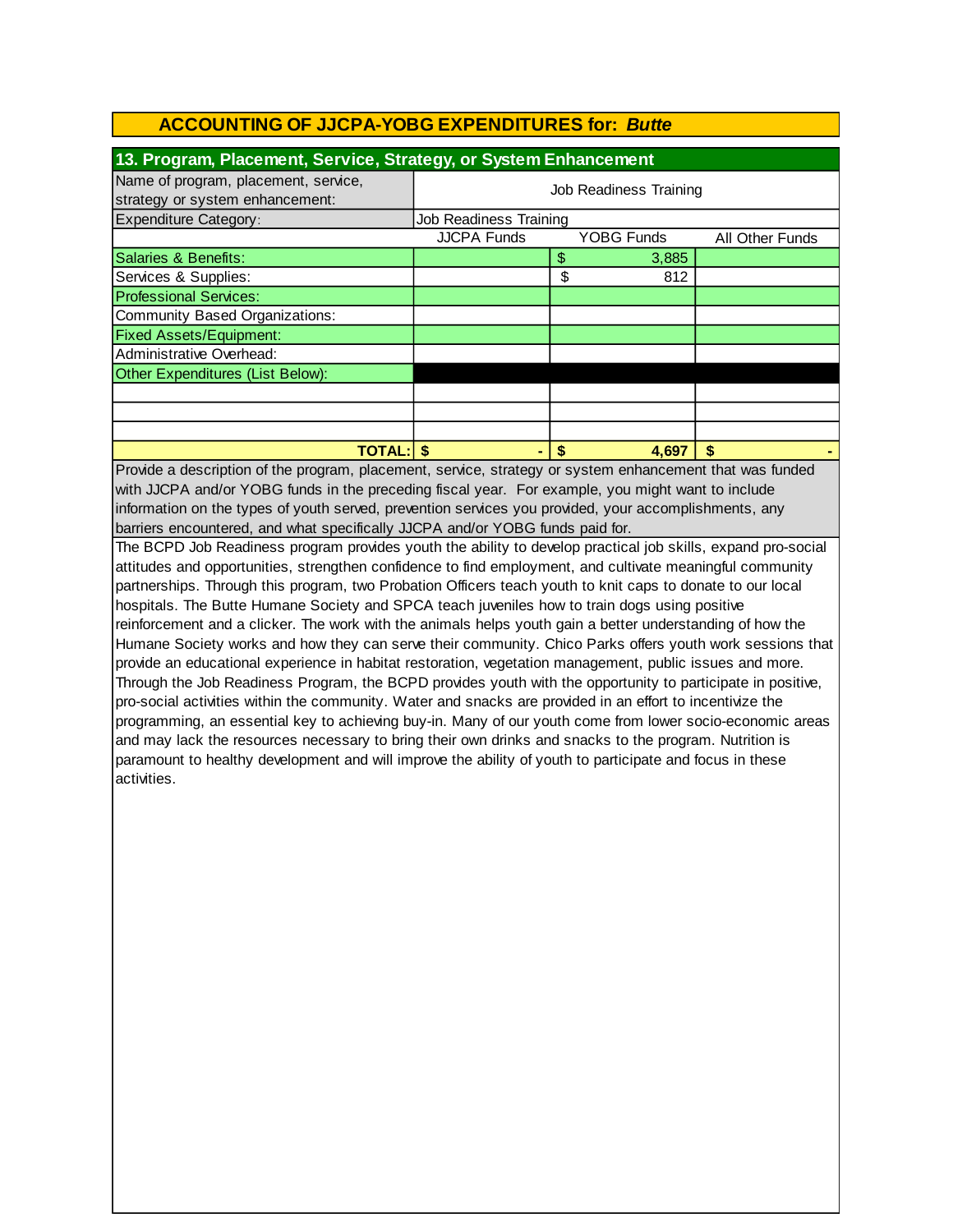## ACCOUNTING OF JJCPA-YOBG EXPENDITURES for: *Butte*

### 13. Program, Placement, Service, Strategy, or System Enhancement

| | | | |
|---|---|---|---|
| Name of program, placement, service, strategy or system enhancement: | Job Readiness Training | | |
| Expenditure Category: | Job Readiness Training | | |
| | JJCPA Funds | YOBG Funds | All Other Funds |
| Salaries & Benefits: | | $ 3,885 | |
| Services & Supplies: | | $ 812 | |
| Professional Services: | | | |
| Community Based Organizations: | | | |
| Fixed Assets/Equipment: | | | |
| Administrative Overhead: | | | |
| Other Expenditures (List Below): | | | |
| | | | |
| | | | |
| | | | |
| **TOTAL:** | **$ -** | **$ 4,697** | **$ -** |

Provide a description of the program, placement, service, strategy or system enhancement that was funded with JJCPA and/or YOBG funds in the preceding fiscal year. For example, you might want to include information on the types of youth served, prevention services you provided, your accomplishments, any barriers encountered, and what specifically JJCPA and/or YOBG funds paid for.

The BCPD Job Readiness program provides youth the ability to develop practical job skills, expand pro-social attitudes and opportunities, strengthen confidence to find employment, and cultivate meaningful community partnerships. Through this program, two Probation Officers teach youth to knit caps to donate to our local hospitals. The Butte Humane Society and SPCA teach juveniles how to train dogs using positive reinforcement and a clicker. The work with the animals helps youth gain a better understanding of how the Humane Society works and how they can serve their community. Chico Parks offers youth work sessions that provide an educational experience in habitat restoration, vegetation management, public issues and more. Through the Job Readiness Program, the BCPD provides youth with the opportunity to participate in positive, pro-social activities within the community. Water and snacks are provided in an effort to incentivize the programming, an essential key to achieving buy-in. Many of our youth come from lower socio-economic areas and may lack the resources necessary to bring their own drinks and snacks to the program. Nutrition is paramount to healthy development and will improve the ability of youth to participate and focus in these activities.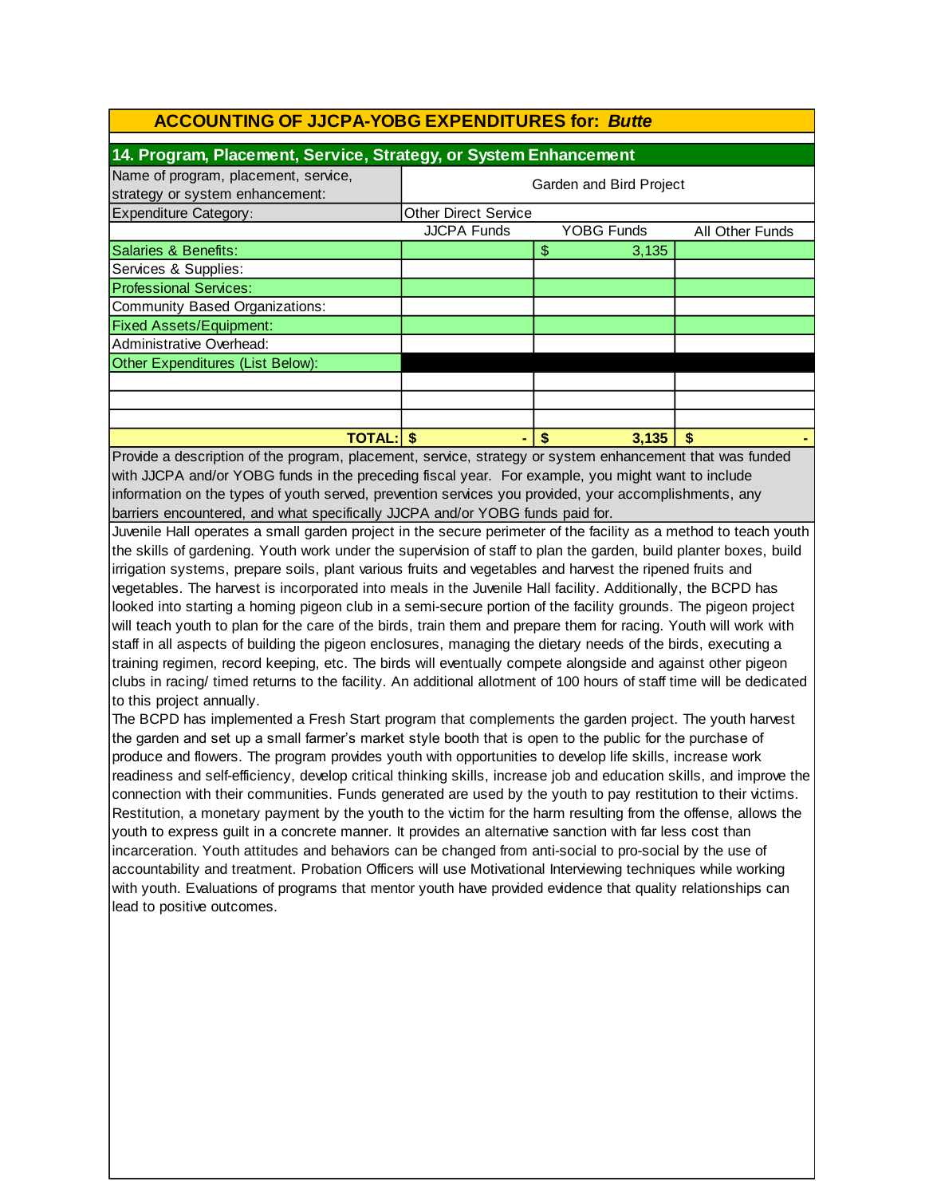## ACCOUNTING OF JJCPA-YOBG EXPENDITURES for: *Butte*

### 14. Program, Placement, Service, Strategy, or System Enhancement

| | | | |
|---|---|---|---|
| Name of program, placement, service, strategy or system enhancement: | Garden and Bird Project | | |
| Expenditure Category: | Other Direct Service | | |
| | JJCPA Funds | YOBG Funds | All Other Funds |
| Salaries & Benefits: | | $ 3,135 | |
| Services & Supplies: | | | |
| Professional Services: | | | |
| Community Based Organizations: | | | |
| Fixed Assets/Equipment: | | | |
| Administrative Overhead: | | | |
| Other Expenditures (List Below): | | | |
| | | | |
| | | | |
| | | | |
| **TOTAL:** | **$ -** | **$ 3,135** | **$ -** |

Provide a description of the program, placement, service, strategy or system enhancement that was funded with JJCPA and/or YOBG funds in the preceding fiscal year. For example, you might want to include information on the types of youth served, prevention services you provided, your accomplishments, any barriers encountered, and what specifically JJCPA and/or YOBG funds paid for.

Juvenile Hall operates a small garden project in the secure perimeter of the facility as a method to teach youth the skills of gardening. Youth work under the supervision of staff to plan the garden, build planter boxes, build irrigation systems, prepare soils, plant various fruits and vegetables and harvest the ripened fruits and vegetables. The harvest is incorporated into meals in the Juvenile Hall facility. Additionally, the BCPD has looked into starting a homing pigeon club in a semi-secure portion of the facility grounds. The pigeon project will teach youth to plan for the care of the birds, train them and prepare them for racing. Youth will work with staff in all aspects of building the pigeon enclosures, managing the dietary needs of the birds, executing a training regimen, record keeping, etc. The birds will eventually compete alongside and against other pigeon clubs in racing/ timed returns to the facility. An additional allotment of 100 hours of staff time will be dedicated to this project annually.

The BCPD has implemented a Fresh Start program that complements the garden project. The youth harvest the garden and set up a small farmer's market style booth that is open to the public for the purchase of produce and flowers. The program provides youth with opportunities to develop life skills, increase work readiness and self-efficiency, develop critical thinking skills, increase job and education skills, and improve the connection with their communities. Funds generated are used by the youth to pay restitution to their victims. Restitution, a monetary payment by the youth to the victim for the harm resulting from the offense, allows the youth to express guilt in a concrete manner. It provides an alternative sanction with far less cost than incarceration. Youth attitudes and behaviors can be changed from anti-social to pro-social by the use of accountability and treatment. Probation Officers will use Motivational Interviewing techniques while working with youth. Evaluations of programs that mentor youth have provided evidence that quality relationships can lead to positive outcomes.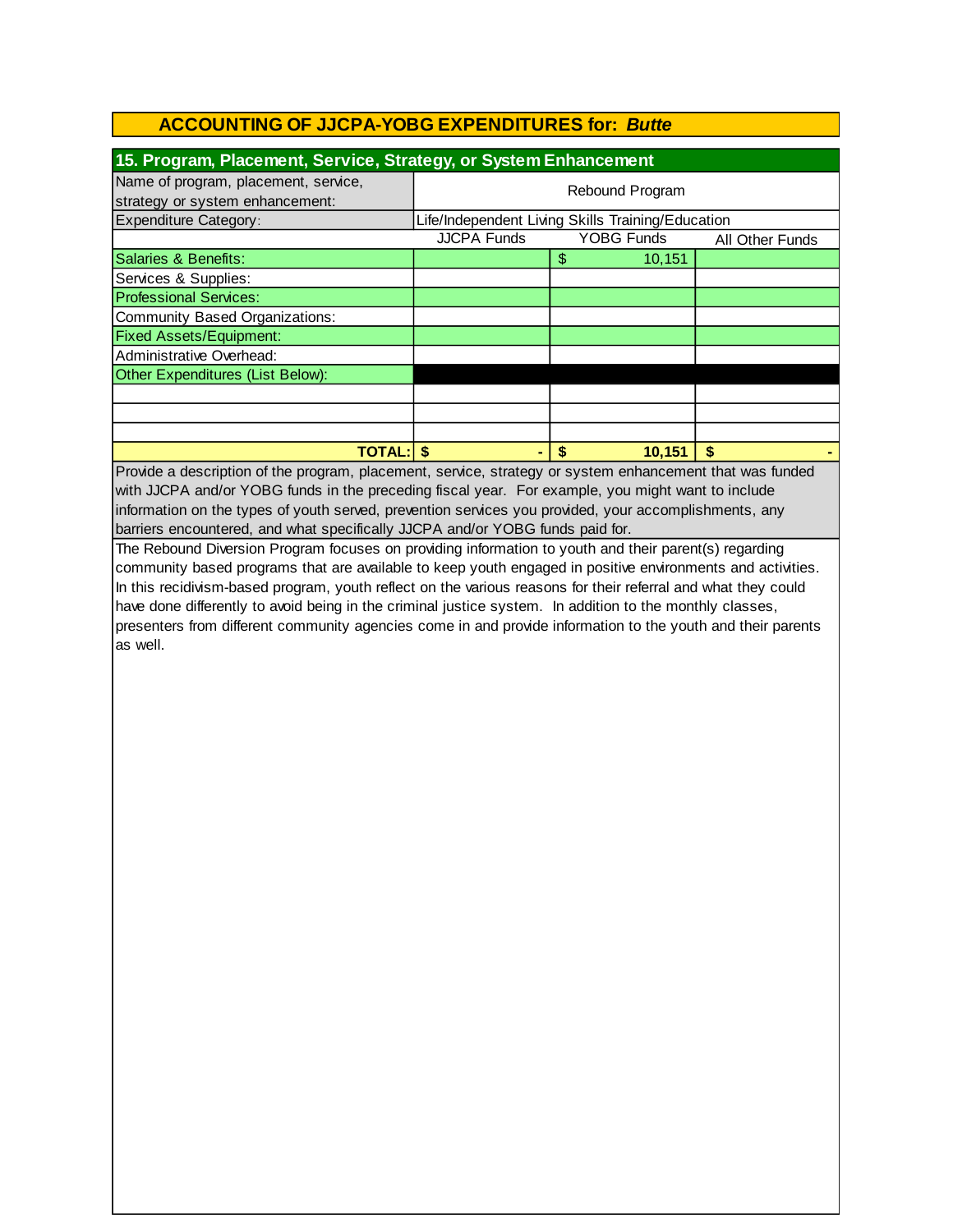## ACCOUNTING OF JJCPA-YOBG EXPENDITURES for: *Butte*

### 15. Program, Placement, Service, Strategy, or System Enhancement

| | | | |
|---|---|---|---|
| Name of program, placement, service, strategy or system enhancement: | Rebound Program | | |
| Expenditure Category: | Life/Independent Living Skills Training/Education | | |
| | JJCPA Funds | YOBG Funds | All Other Funds |
| Salaries & Benefits: | | $ 10,151 | |
| Services & Supplies: | | | |
| Professional Services: | | | |
| Community Based Organizations: | | | |
| Fixed Assets/Equipment: | | | |
| Administrative Overhead: | | | |
| Other Expenditures (List Below): | | | |
| | | | |
| | | | |
| | | | |
| **TOTAL:** | **$ -** | **$ 10,151** | **$ -** |

Provide a description of the program, placement, service, strategy or system enhancement that was funded with JJCPA and/or YOBG funds in the preceding fiscal year. For example, you might want to include information on the types of youth served, prevention services you provided, your accomplishments, any barriers encountered, and what specifically JJCPA and/or YOBG funds paid for.

The Rebound Diversion Program focuses on providing information to youth and their parent(s) regarding community based programs that are available to keep youth engaged in positive environments and activities. In this recidivism-based program, youth reflect on the various reasons for their referral and what they could have done differently to avoid being in the criminal justice system. In addition to the monthly classes, presenters from different community agencies come in and provide information to the youth and their parents as well.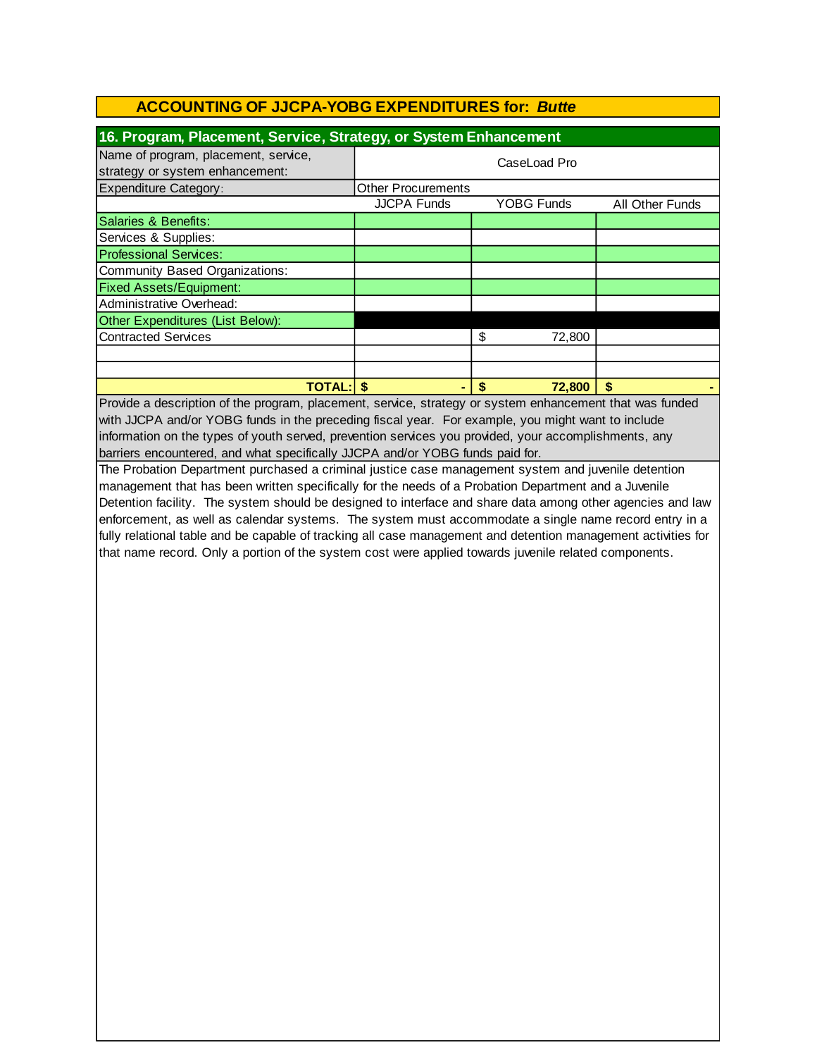# ACCOUNTING OF JJCPA-YOBG EXPENDITURES for: *Butte*

## 16. Program, Placement, Service, Strategy, or System Enhancement

| | | | |
|---|---|---|---|
| Name of program, placement, service, strategy or system enhancement: | CaseLoad Pro | | |
| Expenditure Category: | Other Procurements | | |
| | JJCPA Funds | YOBG Funds | All Other Funds |
| Salaries & Benefits: | | | |
| Services & Supplies: | | | |
| Professional Services: | | | |
| Community Based Organizations: | | | |
| Fixed Assets/Equipment: | | | |
| Administrative Overhead: | | | |
| Other Expenditures (List Below): | | | |
| Contracted Services | | $ 72,800 | |
| | | | |
| | | | |
| **TOTAL:** | **$ -** | **$ 72,800** | **$ -** |

Provide a description of the program, placement, service, strategy or system enhancement that was funded with JJCPA and/or YOBG funds in the preceding fiscal year. For example, you might want to include information on the types of youth served, prevention services you provided, your accomplishments, any barriers encountered, and what specifically JJCPA and/or YOBG funds paid for.

The Probation Department purchased a criminal justice case management system and juvenile detention management that has been written specifically for the needs of a Probation Department and a Juvenile Detention facility. The system should be designed to interface and share data among other agencies and law enforcement, as well as calendar systems. The system must accommodate a single name record entry in a fully relational table and be capable of tracking all case management and detention management activities for that name record. Only a portion of the system cost were applied towards juvenile related components.